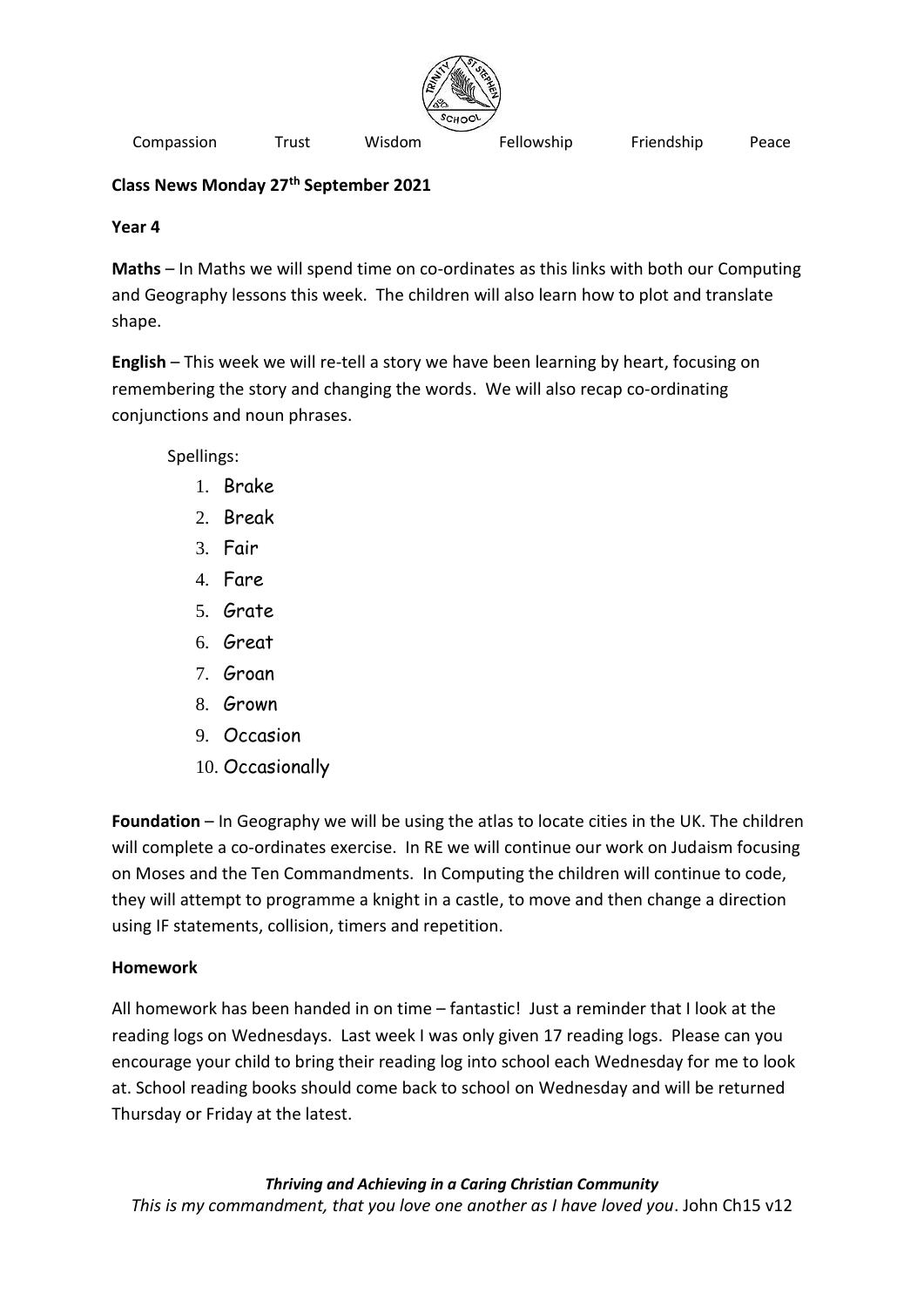Compassion Trust Wisdom Fellowship Friendship Peace

**Class News Monday 27th September 2021**

**Year 4**

**Maths** – In Maths we will spend time on co-ordinates as this links with both our Computing and Geography lessons this week. The children will also learn how to plot and translate shape.

**English** – This week we will re-tell a story we have been learning by heart, focusing on remembering the story and changing the words. We will also recap co-ordinating conjunctions and noun phrases.

Spellings:

1. Brake
2. Break
3. Fair
4. Fare
5. Grate
6. Great
7. Groan
8. Grown
9. Occasion
10. Occasionally

**Foundation** – In Geography we will be using the atlas to locate cities in the UK. The children will complete a co-ordinates exercise. In RE we will continue our work on Judaism focusing on Moses and the Ten Commandments. In Computing the children will continue to code, they will attempt to programme a knight in a castle, to move and then change a direction using IF statements, collision, timers and repetition.

**Homework**

All homework has been handed in on time – fantastic! Just a reminder that I look at the reading logs on Wednesdays. Last week I was only given 17 reading logs. Please can you encourage your child to bring their reading log into school each Wednesday for me to look at. School reading books should come back to school on Wednesday and will be returned Thursday or Friday at the latest.

***Thriving and Achieving in a Caring Christian Community***

*This is my commandment, that you love one another as I have loved you*. John Ch15 v12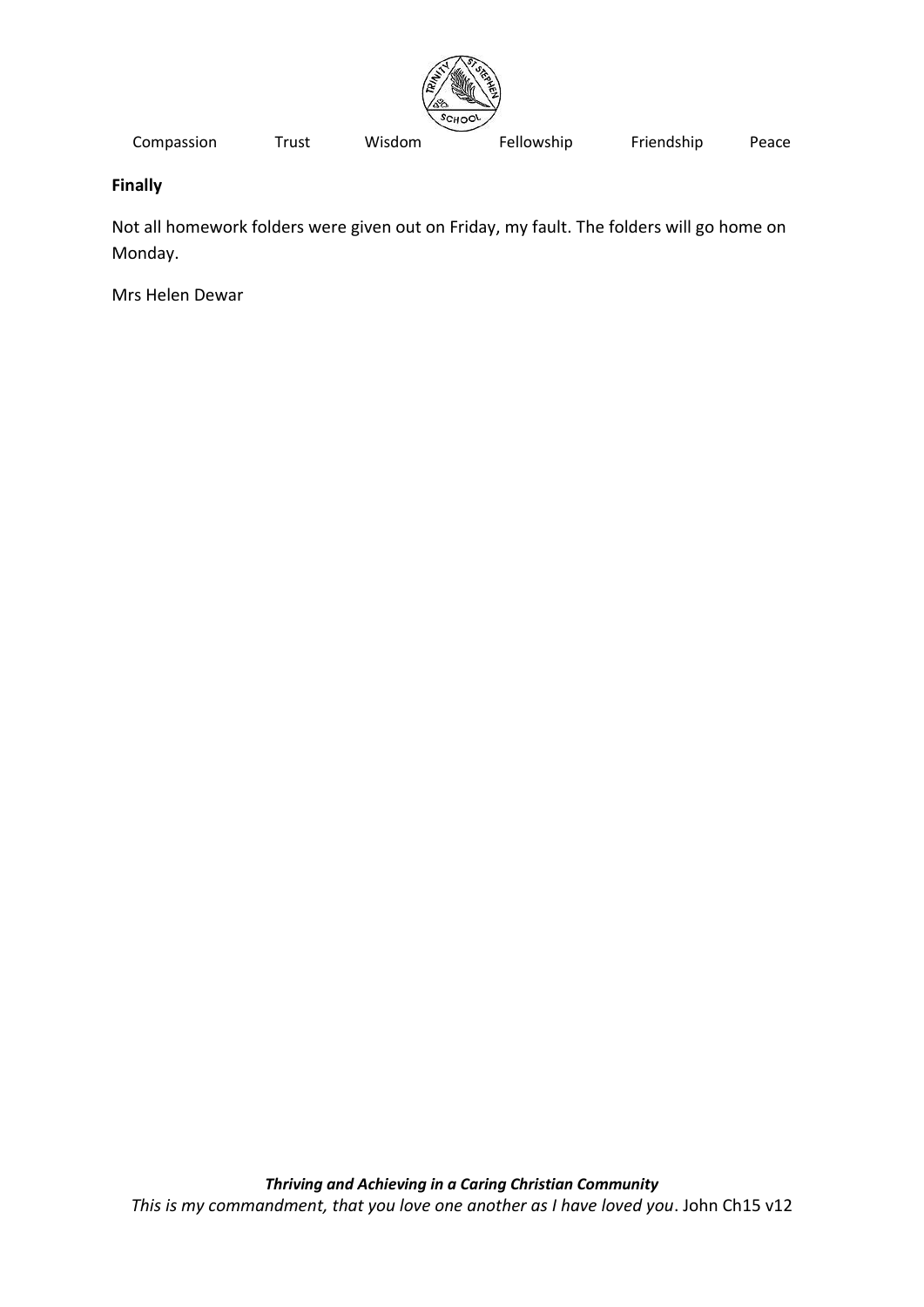**Finally**

Not all homework folders were given out on Friday, my fault. The folders will go home on Monday.

Mrs Helen Dewar